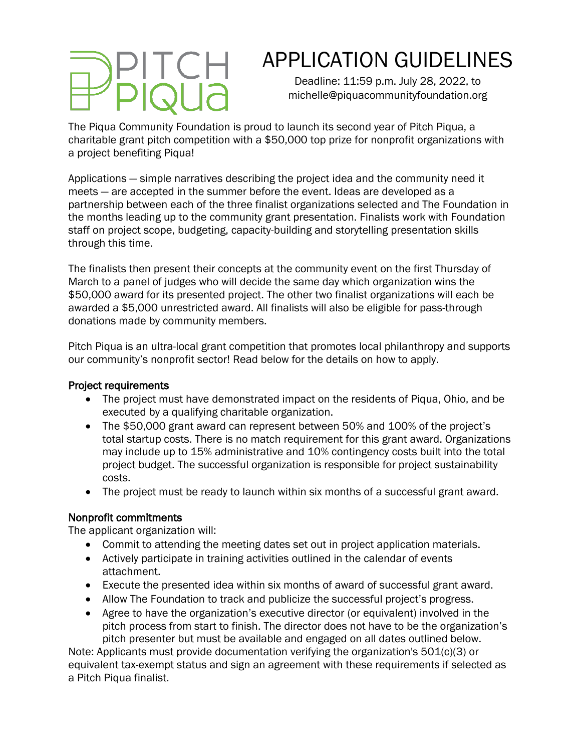# PITCH Piqua

# APPLICATION GUIDELINES

Deadline: 11:59 p.m. July 28, 2022, to michelle@piquacommunityfoundation.org

The Piqua Community Foundation is proud to launch its second year of Pitch Piqua, a charitable grant pitch competition with a $50,000 top prize for nonprofit organizations with a project benefiting Piqua!

Applications — simple narratives describing the project idea and the community need it meets — are accepted in the summer before the event. Ideas are developed as a partnership between each of the three finalist organizations selected and The Foundation in the months leading up to the community grant presentation. Finalists work with Foundation staff on project scope, budgeting, capacity-building and storytelling presentation skills through this time.

The finalists then present their concepts at the community event on the first Thursday of March to a panel of judges who will decide the same day which organization wins the $50,000 award for its presented project. The other two finalist organizations will each be awarded a $5,000 unrestricted award. All finalists will also be eligible for pass-through donations made by community members.

Pitch Piqua is an ultra-local grant competition that promotes local philanthropy and supports our community's nonprofit sector! Read below for the details on how to apply.

## Project requirements

- The project must have demonstrated impact on the residents of Piqua, Ohio, and be executed by a qualifying charitable organization.
- The $50,000 grant award can represent between 50% and 100% of the project's total startup costs. There is no match requirement for this grant award. Organizations may include up to 15% administrative and 10% contingency costs built into the total project budget. The successful organization is responsible for project sustainability costs.
- The project must be ready to launch within six months of a successful grant award.

## Nonprofit commitments

The applicant organization will:

- Commit to attending the meeting dates set out in project application materials.
- Actively participate in training activities outlined in the calendar of events attachment.
- Execute the presented idea within six months of award of successful grant award.
- Allow The Foundation to track and publicize the successful project's progress.
- Agree to have the organization's executive director (or equivalent) involved in the pitch process from start to finish. The director does not have to be the organization's pitch presenter but must be available and engaged on all dates outlined below.

Note: Applicants must provide documentation verifying the organization's 501(c)(3) or equivalent tax-exempt status and sign an agreement with these requirements if selected as a Pitch Piqua finalist.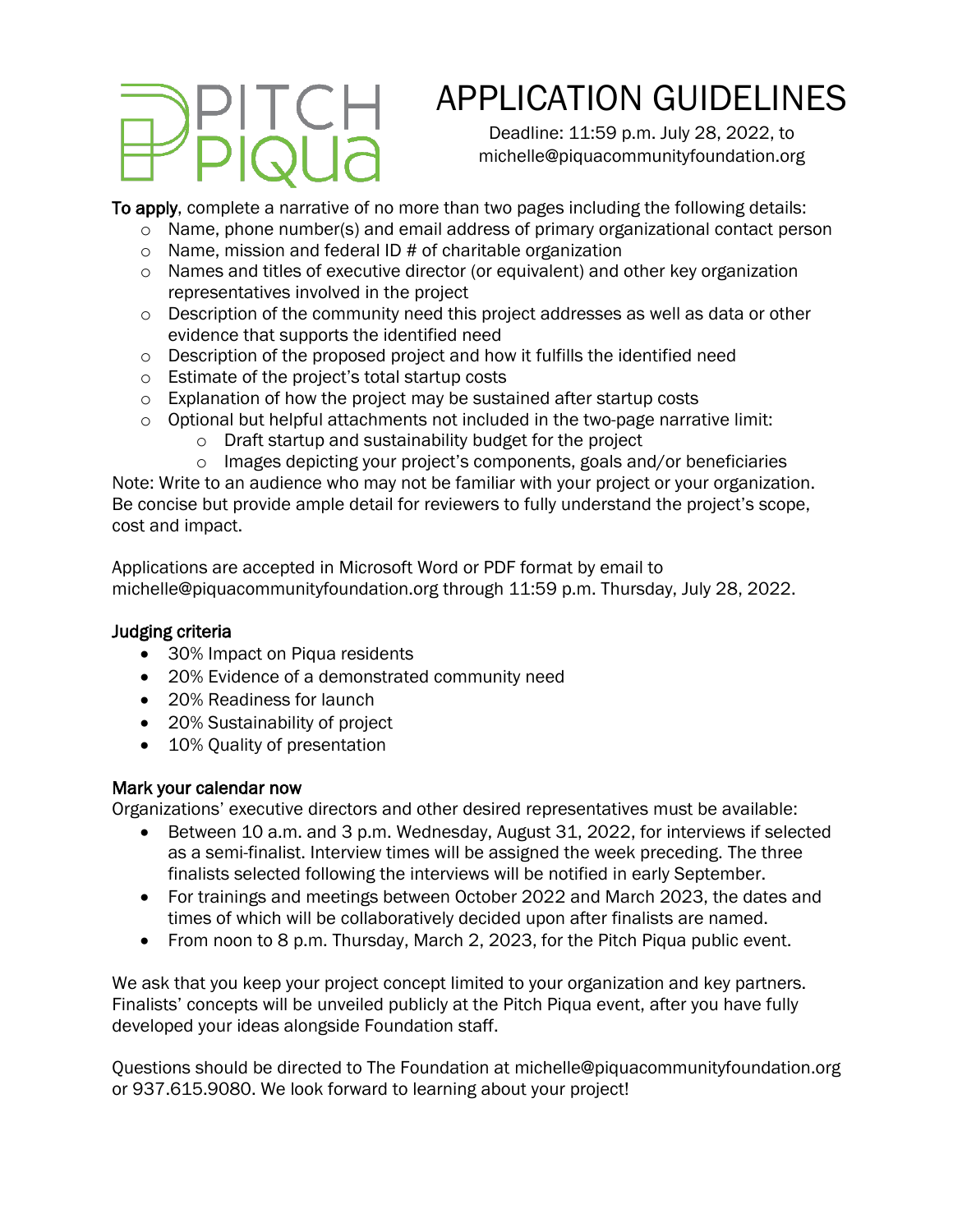# PITCH Piqua

# APPLICATION GUIDELINES

Deadline: 11:59 p.m. July 28, 2022, to michelle@piquacommunityfoundation.org

**To apply**, complete a narrative of no more than two pages including the following details:

- Name, phone number(s) and email address of primary organizational contact person
- Name, mission and federal ID # of charitable organization
- Names and titles of executive director (or equivalent) and other key organization representatives involved in the project
- Description of the community need this project addresses as well as data or other evidence that supports the identified need
- Description of the proposed project and how it fulfills the identified need
- Estimate of the project's total startup costs
- Explanation of how the project may be sustained after startup costs
- Optional but helpful attachments not included in the two-page narrative limit:
  - Draft startup and sustainability budget for the project
  - Images depicting your project's components, goals and/or beneficiaries

Note: Write to an audience who may not be familiar with your project or your organization. Be concise but provide ample detail for reviewers to fully understand the project's scope, cost and impact.

Applications are accepted in Microsoft Word or PDF format by email to michelle@piquacommunityfoundation.org through 11:59 p.m. Thursday, July 28, 2022.

## Judging criteria

- 30% Impact on Piqua residents
- 20% Evidence of a demonstrated community need
- 20% Readiness for launch
- 20% Sustainability of project
- 10% Quality of presentation

## Mark your calendar now

Organizations' executive directors and other desired representatives must be available:

- Between 10 a.m. and 3 p.m. Wednesday, August 31, 2022, for interviews if selected as a semi-finalist. Interview times will be assigned the week preceding. The three finalists selected following the interviews will be notified in early September.
- For trainings and meetings between October 2022 and March 2023, the dates and times of which will be collaboratively decided upon after finalists are named.
- From noon to 8 p.m. Thursday, March 2, 2023, for the Pitch Piqua public event.

We ask that you keep your project concept limited to your organization and key partners. Finalists' concepts will be unveiled publicly at the Pitch Piqua event, after you have fully developed your ideas alongside Foundation staff.

Questions should be directed to The Foundation at michelle@piquacommunityfoundation.org or 937.615.9080. We look forward to learning about your project!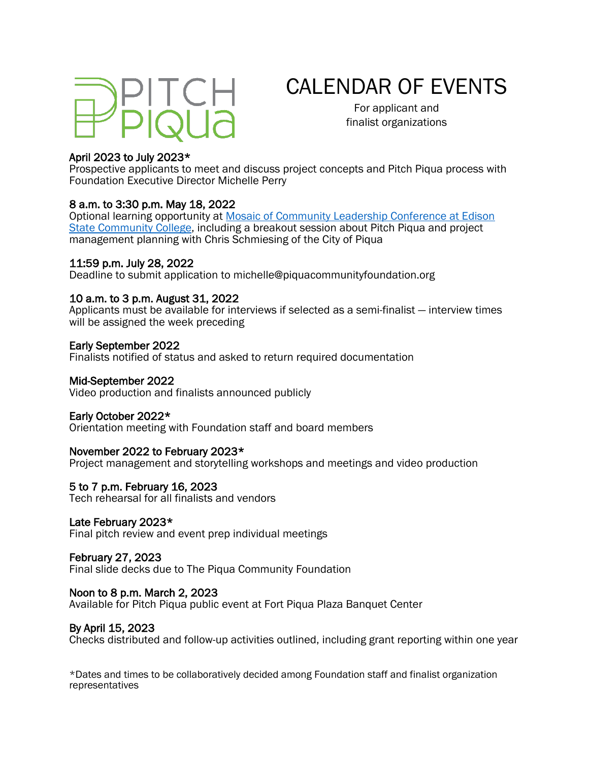PITCH Piqua

# CALENDAR OF EVENTS

For applicant and finalist organizations

**April 2023 to July 2023***
Prospective applicants to meet and discuss project concepts and Pitch Piqua process with Foundation Executive Director Michelle Perry

**8 a.m. to 3:30 p.m. May 18, 2022**
Optional learning opportunity at Mosaic of Community Leadership Conference at Edison State Community College, including a breakout session about Pitch Piqua and project management planning with Chris Schmiesing of the City of Piqua

**11:59 p.m. July 28, 2022**
Deadline to submit application to michelle@piquacommunityfoundation.org

**10 a.m. to 3 p.m. August 31, 2022**
Applicants must be available for interviews if selected as a semi-finalist — interview times will be assigned the week preceding

**Early September 2022**
Finalists notified of status and asked to return required documentation

**Mid-September 2022**
Video production and finalists announced publicly

**Early October 2022***
Orientation meeting with Foundation staff and board members

**November 2022 to February 2023***
Project management and storytelling workshops and meetings and video production

**5 to 7 p.m. February 16, 2023**
Tech rehearsal for all finalists and vendors

**Late February 2023***
Final pitch review and event prep individual meetings

**February 27, 2023**
Final slide decks due to The Piqua Community Foundation

**Noon to 8 p.m. March 2, 2023**
Available for Pitch Piqua public event at Fort Piqua Plaza Banquet Center

**By April 15, 2023**
Checks distributed and follow-up activities outlined, including grant reporting within one year

*Dates and times to be collaboratively decided among Foundation staff and finalist organization representatives